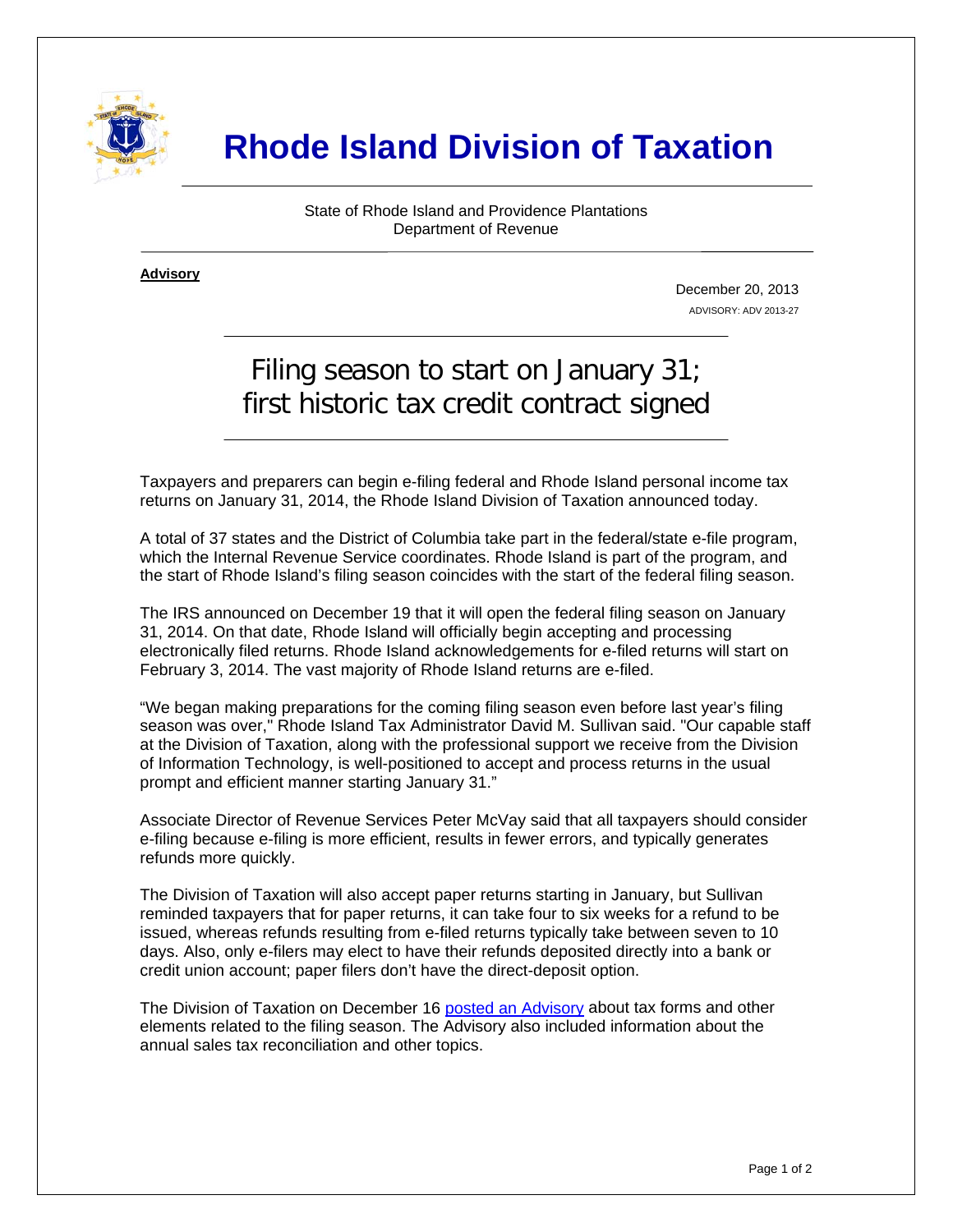# Rhode Island Division of Taxation

State of Rhode Island and Providence Plantations
Department of Revenue

**Advisory**

December 20, 2013
ADVISORY: ADV 2013-27

## Filing season to start on January 31; first historic tax credit contract signed

Taxpayers and preparers can begin e-filing federal and Rhode Island personal income tax returns on January 31, 2014, the Rhode Island Division of Taxation announced today.

A total of 37 states and the District of Columbia take part in the federal/state e-file program, which the Internal Revenue Service coordinates. Rhode Island is part of the program, and the start of Rhode Island's filing season coincides with the start of the federal filing season.

The IRS announced on December 19 that it will open the federal filing season on January 31, 2014. On that date, Rhode Island will officially begin accepting and processing electronically filed returns. Rhode Island acknowledgements for e-filed returns will start on February 3, 2014. The vast majority of Rhode Island returns are e-filed.

"We began making preparations for the coming filing season even before last year's filing season was over," Rhode Island Tax Administrator David M. Sullivan said. "Our capable staff at the Division of Taxation, along with the professional support we receive from the Division of Information Technology, is well-positioned to accept and process returns in the usual prompt and efficient manner starting January 31."

Associate Director of Revenue Services Peter McVay said that all taxpayers should consider e-filing because e-filing is more efficient, results in fewer errors, and typically generates refunds more quickly.

The Division of Taxation will also accept paper returns starting in January, but Sullivan reminded taxpayers that for paper returns, it can take four to six weeks for a refund to be issued, whereas refunds resulting from e-filed returns typically take between seven to 10 days. Also, only e-filers may elect to have their refunds deposited directly into a bank or credit union account; paper filers don't have the direct-deposit option.

The Division of Taxation on December 16 posted an Advisory about tax forms and other elements related to the filing season. The Advisory also included information about the annual sales tax reconciliation and other topics.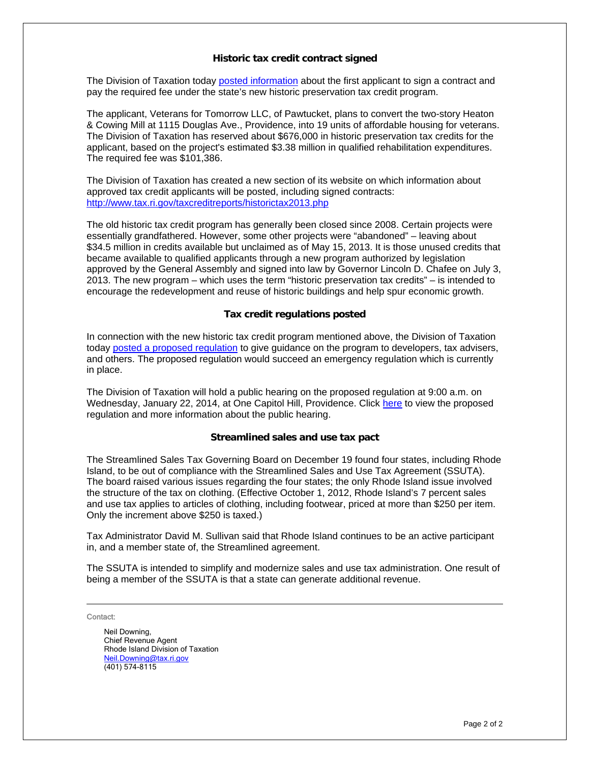## Historic tax credit contract signed

The Division of Taxation today [posted information] about the first applicant to sign a contract and pay the required fee under the state's new historic preservation tax credit program.

The applicant, Veterans for Tomorrow LLC, of Pawtucket, plans to convert the two-story Heaton & Cowing Mill at 1115 Douglas Ave., Providence, into 19 units of affordable housing for veterans. The Division of Taxation has reserved about $676,000 in historic preservation tax credits for the applicant, based on the project's estimated $3.38 million in qualified rehabilitation expenditures. The required fee was $101,386.

The Division of Taxation has created a new section of its website on which information about approved tax credit applicants will be posted, including signed contracts: http://www.tax.ri.gov/taxcreditreports/historictax2013.php

The old historic tax credit program has generally been closed since 2008. Certain projects were essentially grandfathered. However, some other projects were "abandoned" – leaving about $34.5 million in credits available but unclaimed as of May 15, 2013. It is those unused credits that became available to qualified applicants through a new program authorized by legislation approved by the General Assembly and signed into law by Governor Lincoln D. Chafee on July 3, 2013. The new program – which uses the term "historic preservation tax credits" – is intended to encourage the redevelopment and reuse of historic buildings and help spur economic growth.

## Tax credit regulations posted

In connection with the new historic tax credit program mentioned above, the Division of Taxation today [posted a proposed regulation] to give guidance on the program to developers, tax advisers, and others. The proposed regulation would succeed an emergency regulation which is currently in place.

The Division of Taxation will hold a public hearing on the proposed regulation at 9:00 a.m. on Wednesday, January 22, 2014, at One Capitol Hill, Providence. Click [here] to view the proposed regulation and more information about the public hearing.

## Streamlined sales and use tax pact

The Streamlined Sales Tax Governing Board on December 19 found four states, including Rhode Island, to be out of compliance with the Streamlined Sales and Use Tax Agreement (SSUTA). The board raised various issues regarding the four states; the only Rhode Island issue involved the structure of the tax on clothing. (Effective October 1, 2012, Rhode Island's 7 percent sales and use tax applies to articles of clothing, including footwear, priced at more than $250 per item. Only the increment above $250 is taxed.)

Tax Administrator David M. Sullivan said that Rhode Island continues to be an active participant in, and a member state of, the Streamlined agreement.

The SSUTA is intended to simplify and modernize sales and use tax administration. One result of being a member of the SSUTA is that a state can generate additional revenue.

---

Contact:

Neil Downing,
Chief Revenue Agent
Rhode Island Division of Taxation
Neil.Downing@tax.ri.gov
(401) 574-8115